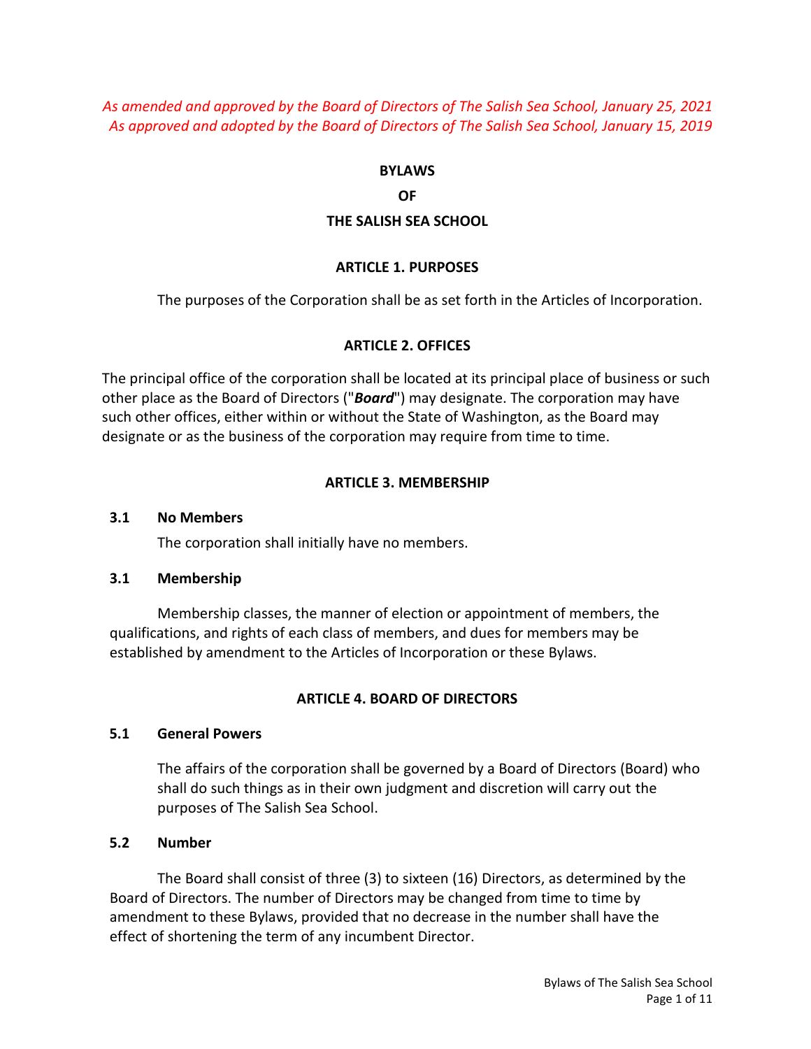*As amended and approved by the Board of Directors of The Salish Sea School, January 25, 2021*
*As approved and adopted by the Board of Directors of The Salish Sea School, January 15, 2019*

# BYLAWS
# OF
# THE SALISH SEA SCHOOL

## ARTICLE 1. PURPOSES

The purposes of the Corporation shall be as set forth in the Articles of Incorporation.

## ARTICLE 2. OFFICES

The principal office of the corporation shall be located at its principal place of business or such other place as the Board of Directors ("***Board***") may designate. The corporation may have such other offices, either within or without the State of Washington, as the Board may designate or as the business of the corporation may require from time to time.

## ARTICLE 3. MEMBERSHIP

### 3.1 No Members

The corporation shall initially have no members.

### 3.1 Membership

Membership classes, the manner of election or appointment of members, the qualifications, and rights of each class of members, and dues for members may be established by amendment to the Articles of Incorporation or these Bylaws.

## ARTICLE 4. BOARD OF DIRECTORS

### 5.1 General Powers

The affairs of the corporation shall be governed by a Board of Directors (Board) who shall do such things as in their own judgment and discretion will carry out the purposes of The Salish Sea School.

### 5.2 Number

The Board shall consist of three (3) to sixteen (16) Directors, as determined by the Board of Directors. The number of Directors may be changed from time to time by amendment to these Bylaws, provided that no decrease in the number shall have the effect of shortening the term of any incumbent Director.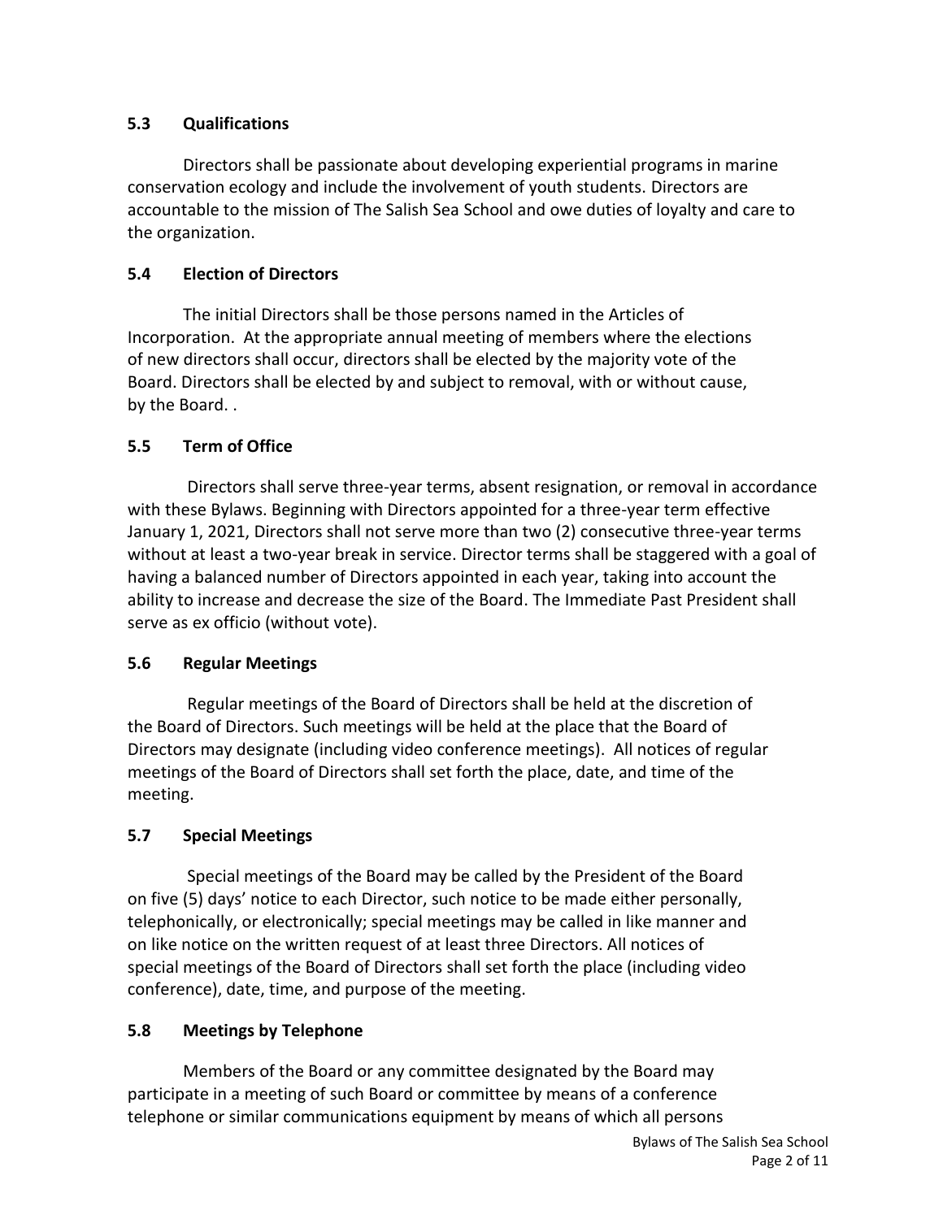### 5.3 Qualifications

Directors shall be passionate about developing experiential programs in marine conservation ecology and include the involvement of youth students. Directors are accountable to the mission of The Salish Sea School and owe duties of loyalty and care to the organization.

### 5.4 Election of Directors

The initial Directors shall be those persons named in the Articles of Incorporation. At the appropriate annual meeting of members where the elections of new directors shall occur, directors shall be elected by the majority vote of the Board. Directors shall be elected by and subject to removal, with or without cause, by the Board. .

### 5.5 Term of Office

Directors shall serve three-year terms, absent resignation, or removal in accordance with these Bylaws. Beginning with Directors appointed for a three-year term effective January 1, 2021, Directors shall not serve more than two (2) consecutive three-year terms without at least a two-year break in service. Director terms shall be staggered with a goal of having a balanced number of Directors appointed in each year, taking into account the ability to increase and decrease the size of the Board. The Immediate Past President shall serve as ex officio (without vote).

### 5.6 Regular Meetings

Regular meetings of the Board of Directors shall be held at the discretion of the Board of Directors. Such meetings will be held at the place that the Board of Directors may designate (including video conference meetings). All notices of regular meetings of the Board of Directors shall set forth the place, date, and time of the meeting.

### 5.7 Special Meetings

Special meetings of the Board may be called by the President of the Board on five (5) days' notice to each Director, such notice to be made either personally, telephonically, or electronically; special meetings may be called in like manner and on like notice on the written request of at least three Directors. All notices of special meetings of the Board of Directors shall set forth the place (including video conference), date, time, and purpose of the meeting.

### 5.8 Meetings by Telephone

Members of the Board or any committee designated by the Board may participate in a meeting of such Board or committee by means of a conference telephone or similar communications equipment by means of which all persons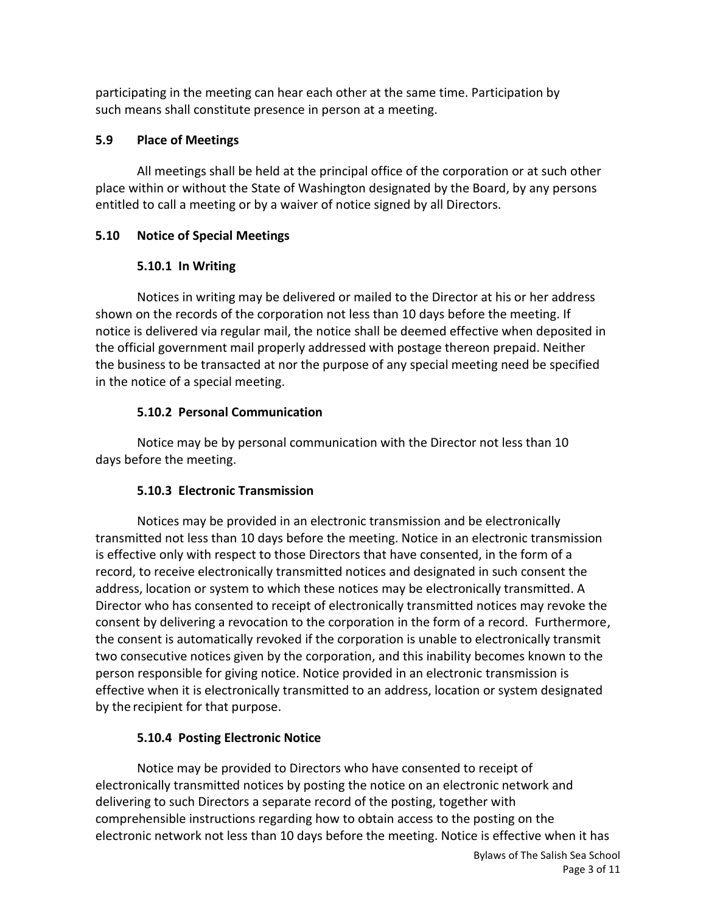participating in the meeting can hear each other at the same time. Participation by such means shall constitute presence in person at a meeting.

### 5.9 Place of Meetings

All meetings shall be held at the principal office of the corporation or at such other place within or without the State of Washington designated by the Board, by any persons entitled to call a meeting or by a waiver of notice signed by all Directors.

### 5.10 Notice of Special Meetings

#### 5.10.1 In Writing

Notices in writing may be delivered or mailed to the Director at his or her address shown on the records of the corporation not less than 10 days before the meeting. If notice is delivered via regular mail, the notice shall be deemed effective when deposited in the official government mail properly addressed with postage thereon prepaid. Neither the business to be transacted at nor the purpose of any special meeting need be specified in the notice of a special meeting.

#### 5.10.2 Personal Communication

Notice may be by personal communication with the Director not less than 10 days before the meeting.

#### 5.10.3 Electronic Transmission

Notices may be provided in an electronic transmission and be electronically transmitted not less than 10 days before the meeting. Notice in an electronic transmission is effective only with respect to those Directors that have consented, in the form of a record, to receive electronically transmitted notices and designated in such consent the address, location or system to which these notices may be electronically transmitted. A Director who has consented to receipt of electronically transmitted notices may revoke the consent by delivering a revocation to the corporation in the form of a record. Furthermore, the consent is automatically revoked if the corporation is unable to electronically transmit two consecutive notices given by the corporation, and this inability becomes known to the person responsible for giving notice. Notice provided in an electronic transmission is effective when it is electronically transmitted to an address, location or system designated by the recipient for that purpose.

#### 5.10.4 Posting Electronic Notice

Notice may be provided to Directors who have consented to receipt of electronically transmitted notices by posting the notice on an electronic network and delivering to such Directors a separate record of the posting, together with comprehensible instructions regarding how to obtain access to the posting on the electronic network not less than 10 days before the meeting. Notice is effective when it has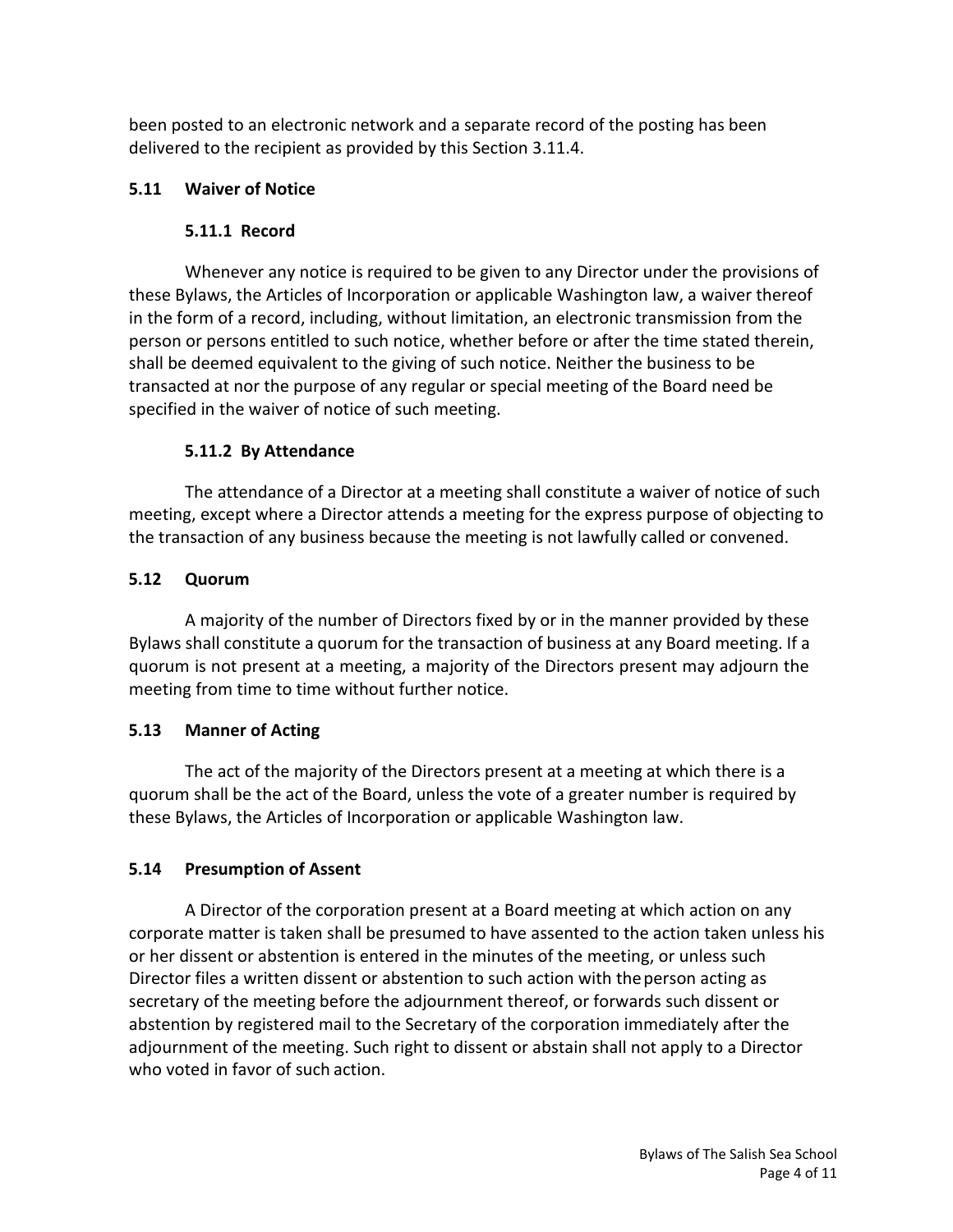been posted to an electronic network and a separate record of the posting has been delivered to the recipient as provided by this Section 3.11.4.

### 5.11 Waiver of Notice

#### 5.11.1 Record

Whenever any notice is required to be given to any Director under the provisions of these Bylaws, the Articles of Incorporation or applicable Washington law, a waiver thereof in the form of a record, including, without limitation, an electronic transmission from the person or persons entitled to such notice, whether before or after the time stated therein, shall be deemed equivalent to the giving of such notice. Neither the business to be transacted at nor the purpose of any regular or special meeting of the Board need be specified in the waiver of notice of such meeting.

#### 5.11.2 By Attendance

The attendance of a Director at a meeting shall constitute a waiver of notice of such meeting, except where a Director attends a meeting for the express purpose of objecting to the transaction of any business because the meeting is not lawfully called or convened.

### 5.12 Quorum

A majority of the number of Directors fixed by or in the manner provided by these Bylaws shall constitute a quorum for the transaction of business at any Board meeting. If a quorum is not present at a meeting, a majority of the Directors present may adjourn the meeting from time to time without further notice.

### 5.13 Manner of Acting

The act of the majority of the Directors present at a meeting at which there is a quorum shall be the act of the Board, unless the vote of a greater number is required by these Bylaws, the Articles of Incorporation or applicable Washington law.

### 5.14 Presumption of Assent

A Director of the corporation present at a Board meeting at which action on any corporate matter is taken shall be presumed to have assented to the action taken unless his or her dissent or abstention is entered in the minutes of the meeting, or unless such Director files a written dissent or abstention to such action with the person acting as secretary of the meeting before the adjournment thereof, or forwards such dissent or abstention by registered mail to the Secretary of the corporation immediately after the adjournment of the meeting. Such right to dissent or abstain shall not apply to a Director who voted in favor of such action.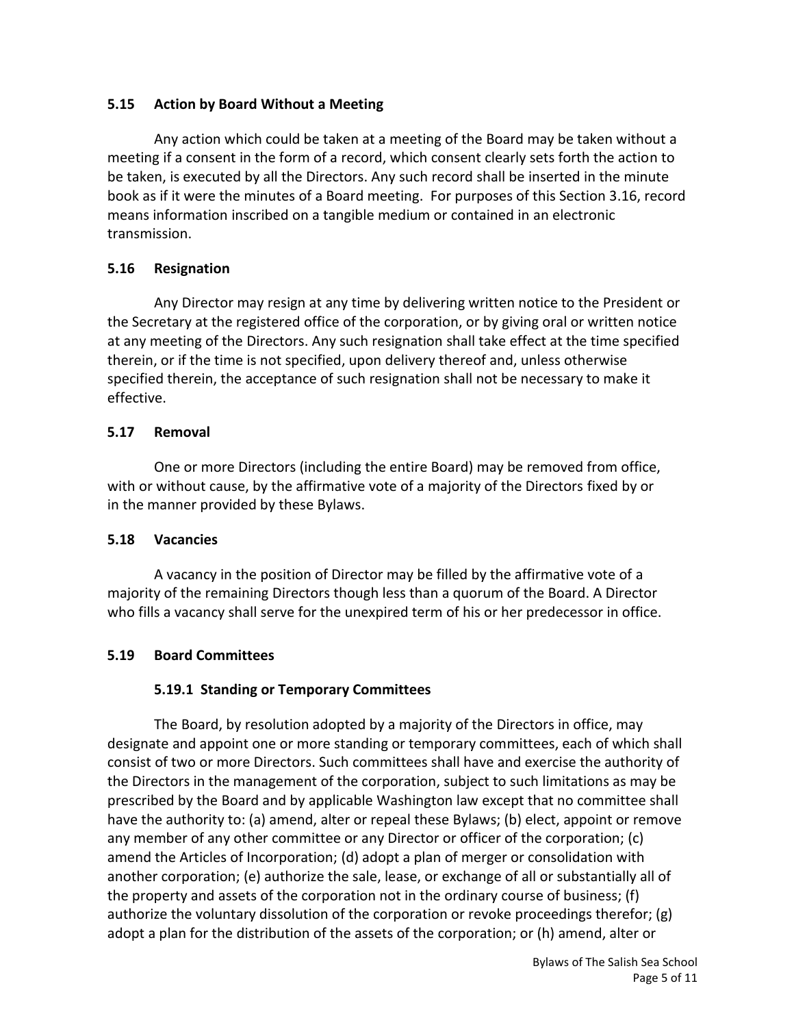### 5.15 Action by Board Without a Meeting

Any action which could be taken at a meeting of the Board may be taken without a meeting if a consent in the form of a record, which consent clearly sets forth the action to be taken, is executed by all the Directors. Any such record shall be inserted in the minute book as if it were the minutes of a Board meeting. For purposes of this Section 3.16, record means information inscribed on a tangible medium or contained in an electronic transmission.

### 5.16 Resignation

Any Director may resign at any time by delivering written notice to the President or the Secretary at the registered office of the corporation, or by giving oral or written notice at any meeting of the Directors. Any such resignation shall take effect at the time specified therein, or if the time is not specified, upon delivery thereof and, unless otherwise specified therein, the acceptance of such resignation shall not be necessary to make it effective.

### 5.17 Removal

One or more Directors (including the entire Board) may be removed from office, with or without cause, by the affirmative vote of a majority of the Directors fixed by or in the manner provided by these Bylaws.

### 5.18 Vacancies

A vacancy in the position of Director may be filled by the affirmative vote of a majority of the remaining Directors though less than a quorum of the Board. A Director who fills a vacancy shall serve for the unexpired term of his or her predecessor in office.

### 5.19 Board Committees

#### 5.19.1 Standing or Temporary Committees

The Board, by resolution adopted by a majority of the Directors in office, may designate and appoint one or more standing or temporary committees, each of which shall consist of two or more Directors. Such committees shall have and exercise the authority of the Directors in the management of the corporation, subject to such limitations as may be prescribed by the Board and by applicable Washington law except that no committee shall have the authority to: (a) amend, alter or repeal these Bylaws; (b) elect, appoint or remove any member of any other committee or any Director or officer of the corporation; (c) amend the Articles of Incorporation; (d) adopt a plan of merger or consolidation with another corporation; (e) authorize the sale, lease, or exchange of all or substantially all of the property and assets of the corporation not in the ordinary course of business; (f) authorize the voluntary dissolution of the corporation or revoke proceedings therefor; (g) adopt a plan for the distribution of the assets of the corporation; or (h) amend, alter or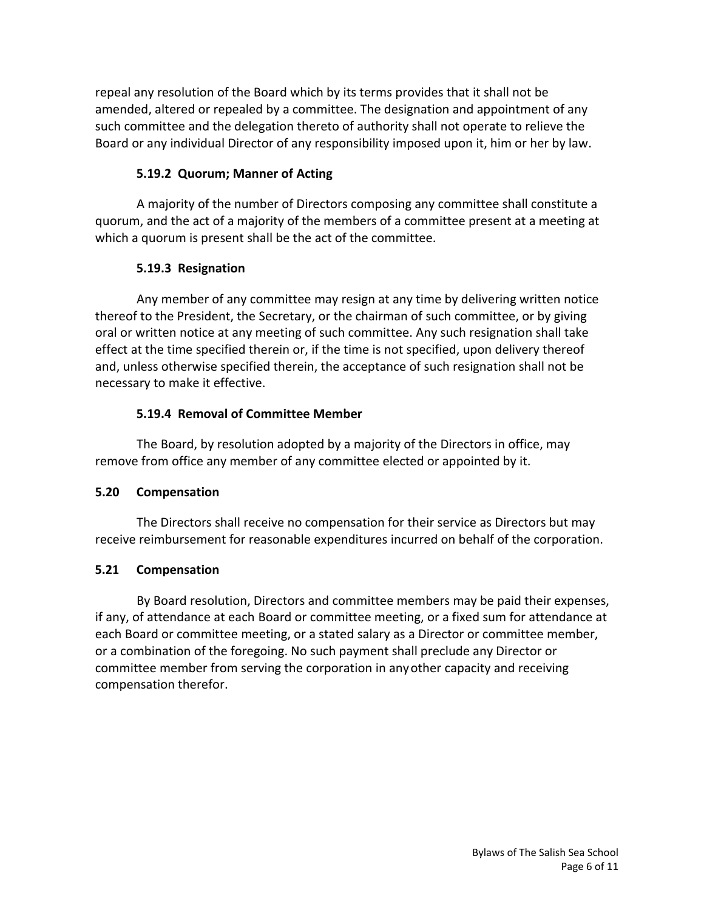repeal any resolution of the Board which by its terms provides that it shall not be amended, altered or repealed by a committee. The designation and appointment of any such committee and the delegation thereto of authority shall not operate to relieve the Board or any individual Director of any responsibility imposed upon it, him or her by law.

#### 5.19.2 Quorum; Manner of Acting

A majority of the number of Directors composing any committee shall constitute a quorum, and the act of a majority of the members of a committee present at a meeting at which a quorum is present shall be the act of the committee.

#### 5.19.3 Resignation

Any member of any committee may resign at any time by delivering written notice thereof to the President, the Secretary, or the chairman of such committee, or by giving oral or written notice at any meeting of such committee. Any such resignation shall take effect at the time specified therein or, if the time is not specified, upon delivery thereof and, unless otherwise specified therein, the acceptance of such resignation shall not be necessary to make it effective.

#### 5.19.4 Removal of Committee Member

The Board, by resolution adopted by a majority of the Directors in office, may remove from office any member of any committee elected or appointed by it.

### 5.20 Compensation

The Directors shall receive no compensation for their service as Directors but may receive reimbursement for reasonable expenditures incurred on behalf of the corporation.

### 5.21 Compensation

By Board resolution, Directors and committee members may be paid their expenses, if any, of attendance at each Board or committee meeting, or a fixed sum for attendance at each Board or committee meeting, or a stated salary as a Director or committee member, or a combination of the foregoing. No such payment shall preclude any Director or committee member from serving the corporation in any other capacity and receiving compensation therefor.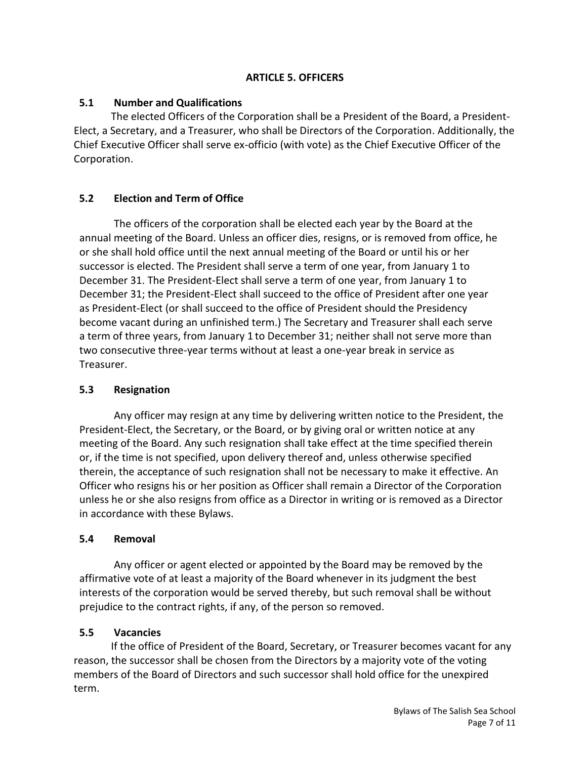## ARTICLE 5. OFFICERS

### 5.1 Number and Qualifications

The elected Officers of the Corporation shall be a President of the Board, a President-Elect, a Secretary, and a Treasurer, who shall be Directors of the Corporation. Additionally, the Chief Executive Officer shall serve ex-officio (with vote) as the Chief Executive Officer of the Corporation.

### 5.2 Election and Term of Office

The officers of the corporation shall be elected each year by the Board at the annual meeting of the Board. Unless an officer dies, resigns, or is removed from office, he or she shall hold office until the next annual meeting of the Board or until his or her successor is elected. The President shall serve a term of one year, from January 1 to December 31. The President-Elect shall serve a term of one year, from January 1 to December 31; the President-Elect shall succeed to the office of President after one year as President-Elect (or shall succeed to the office of President should the Presidency become vacant during an unfinished term.) The Secretary and Treasurer shall each serve a term of three years, from January 1 to December 31; neither shall not serve more than two consecutive three-year terms without at least a one-year break in service as Treasurer.

### 5.3 Resignation

Any officer may resign at any time by delivering written notice to the President, the President-Elect, the Secretary, or the Board, or by giving oral or written notice at any meeting of the Board. Any such resignation shall take effect at the time specified therein or, if the time is not specified, upon delivery thereof and, unless otherwise specified therein, the acceptance of such resignation shall not be necessary to make it effective. An Officer who resigns his or her position as Officer shall remain a Director of the Corporation unless he or she also resigns from office as a Director in writing or is removed as a Director in accordance with these Bylaws.

### 5.4 Removal

Any officer or agent elected or appointed by the Board may be removed by the affirmative vote of at least a majority of the Board whenever in its judgment the best interests of the corporation would be served thereby, but such removal shall be without prejudice to the contract rights, if any, of the person so removed.

### 5.5 Vacancies

If the office of President of the Board, Secretary, or Treasurer becomes vacant for any reason, the successor shall be chosen from the Directors by a majority vote of the voting members of the Board of Directors and such successor shall hold office for the unexpired term.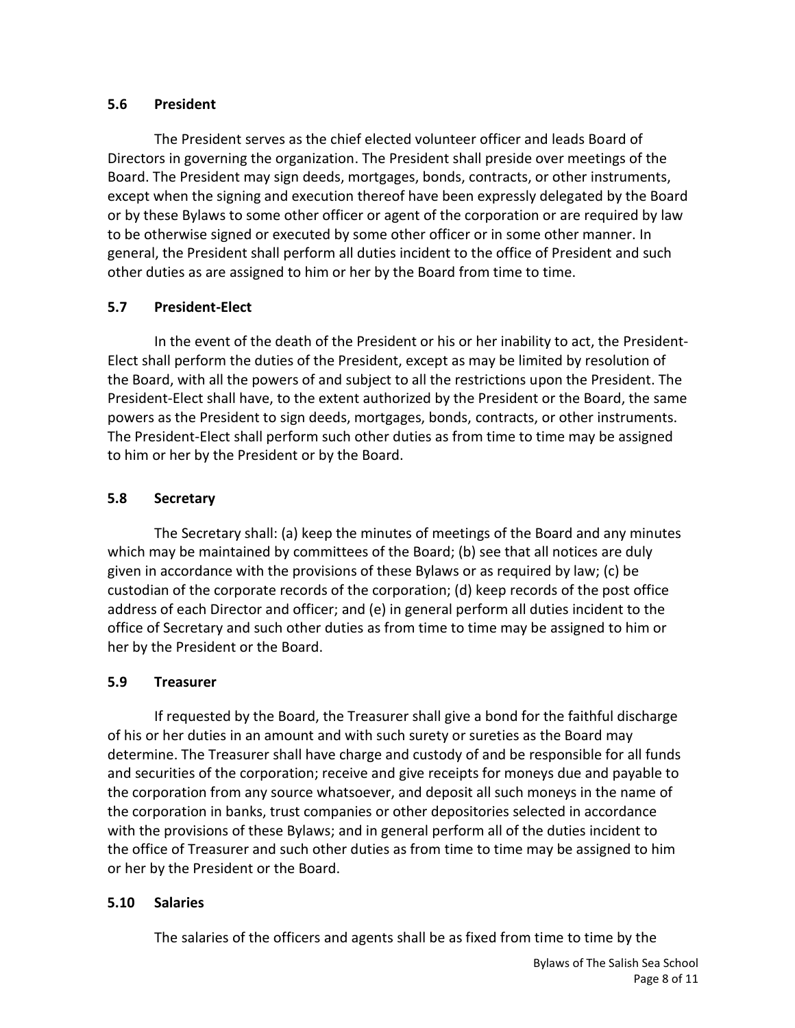### 5.6 President

The President serves as the chief elected volunteer officer and leads Board of Directors in governing the organization. The President shall preside over meetings of the Board. The President may sign deeds, mortgages, bonds, contracts, or other instruments, except when the signing and execution thereof have been expressly delegated by the Board or by these Bylaws to some other officer or agent of the corporation or are required by law to be otherwise signed or executed by some other officer or in some other manner. In general, the President shall perform all duties incident to the office of President and such other duties as are assigned to him or her by the Board from time to time.

### 5.7 President-Elect

In the event of the death of the President or his or her inability to act, the President-Elect shall perform the duties of the President, except as may be limited by resolution of the Board, with all the powers of and subject to all the restrictions upon the President. The President-Elect shall have, to the extent authorized by the President or the Board, the same powers as the President to sign deeds, mortgages, bonds, contracts, or other instruments. The President-Elect shall perform such other duties as from time to time may be assigned to him or her by the President or by the Board.

### 5.8 Secretary

The Secretary shall: (a) keep the minutes of meetings of the Board and any minutes which may be maintained by committees of the Board; (b) see that all notices are duly given in accordance with the provisions of these Bylaws or as required by law; (c) be custodian of the corporate records of the corporation; (d) keep records of the post office address of each Director and officer; and (e) in general perform all duties incident to the office of Secretary and such other duties as from time to time may be assigned to him or her by the President or the Board.

### 5.9 Treasurer

If requested by the Board, the Treasurer shall give a bond for the faithful discharge of his or her duties in an amount and with such surety or sureties as the Board may determine. The Treasurer shall have charge and custody of and be responsible for all funds and securities of the corporation; receive and give receipts for moneys due and payable to the corporation from any source whatsoever, and deposit all such moneys in the name of the corporation in banks, trust companies or other depositories selected in accordance with the provisions of these Bylaws; and in general perform all of the duties incident to the office of Treasurer and such other duties as from time to time may be assigned to him or her by the President or the Board.

### 5.10 Salaries

The salaries of the officers and agents shall be as fixed from time to time by the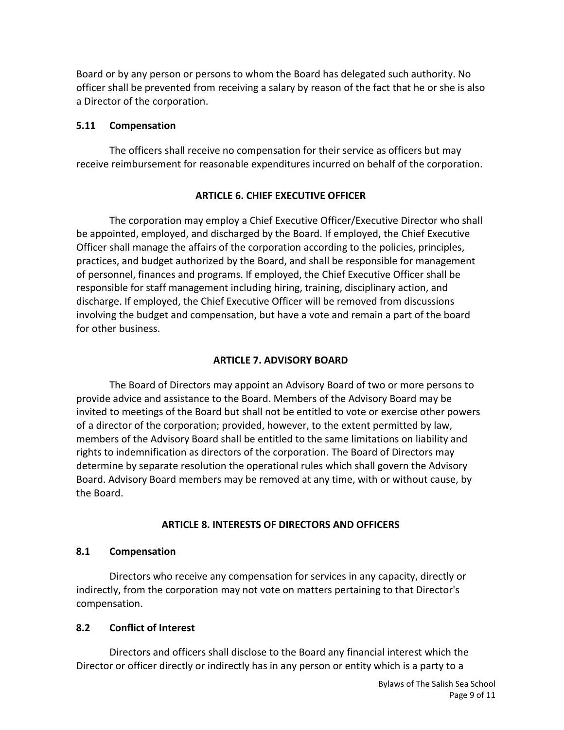Board or by any person or persons to whom the Board has delegated such authority. No officer shall be prevented from receiving a salary by reason of the fact that he or she is also a Director of the corporation.

### 5.11 Compensation

The officers shall receive no compensation for their service as officers but may receive reimbursement for reasonable expenditures incurred on behalf of the corporation.

## ARTICLE 6. CHIEF EXECUTIVE OFFICER

The corporation may employ a Chief Executive Officer/Executive Director who shall be appointed, employed, and discharged by the Board. If employed, the Chief Executive Officer shall manage the affairs of the corporation according to the policies, principles, practices, and budget authorized by the Board, and shall be responsible for management of personnel, finances and programs. If employed, the Chief Executive Officer shall be responsible for staff management including hiring, training, disciplinary action, and discharge. If employed, the Chief Executive Officer will be removed from discussions involving the budget and compensation, but have a vote and remain a part of the board for other business.

## ARTICLE 7. ADVISORY BOARD

The Board of Directors may appoint an Advisory Board of two or more persons to provide advice and assistance to the Board. Members of the Advisory Board may be invited to meetings of the Board but shall not be entitled to vote or exercise other powers of a director of the corporation; provided, however, to the extent permitted by law, members of the Advisory Board shall be entitled to the same limitations on liability and rights to indemnification as directors of the corporation. The Board of Directors may determine by separate resolution the operational rules which shall govern the Advisory Board. Advisory Board members may be removed at any time, with or without cause, by the Board.

## ARTICLE 8. INTERESTS OF DIRECTORS AND OFFICERS

### 8.1 Compensation

Directors who receive any compensation for services in any capacity, directly or indirectly, from the corporation may not vote on matters pertaining to that Director's compensation.

### 8.2 Conflict of Interest

Directors and officers shall disclose to the Board any financial interest which the Director or officer directly or indirectly has in any person or entity which is a party to a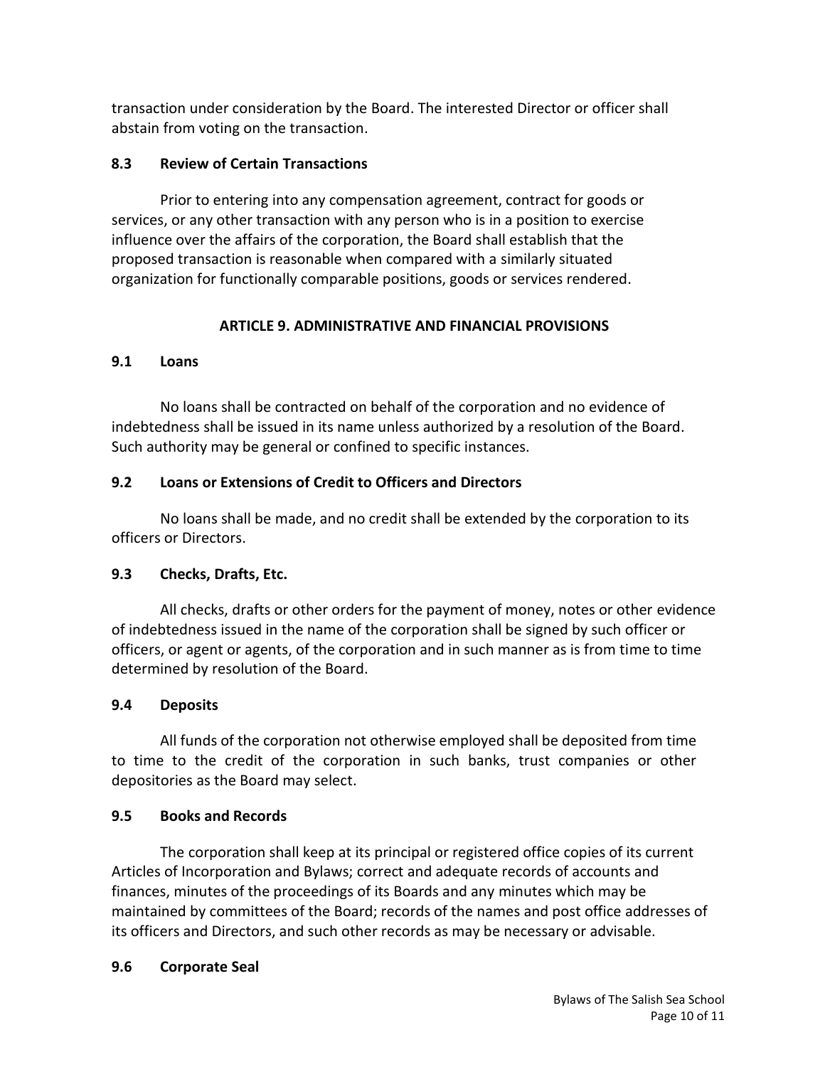transaction under consideration by the Board. The interested Director or officer shall abstain from voting on the transaction.

### 8.3 Review of Certain Transactions

Prior to entering into any compensation agreement, contract for goods or services, or any other transaction with any person who is in a position to exercise influence over the affairs of the corporation, the Board shall establish that the proposed transaction is reasonable when compared with a similarly situated organization for functionally comparable positions, goods or services rendered.

## ARTICLE 9. ADMINISTRATIVE AND FINANCIAL PROVISIONS

### 9.1 Loans

No loans shall be contracted on behalf of the corporation and no evidence of indebtedness shall be issued in its name unless authorized by a resolution of the Board. Such authority may be general or confined to specific instances.

### 9.2 Loans or Extensions of Credit to Officers and Directors

No loans shall be made, and no credit shall be extended by the corporation to its officers or Directors.

### 9.3 Checks, Drafts, Etc.

All checks, drafts or other orders for the payment of money, notes or other evidence of indebtedness issued in the name of the corporation shall be signed by such officer or officers, or agent or agents, of the corporation and in such manner as is from time to time determined by resolution of the Board.

### 9.4 Deposits

All funds of the corporation not otherwise employed shall be deposited from time to time to the credit of the corporation in such banks, trust companies or other depositories as the Board may select.

### 9.5 Books and Records

The corporation shall keep at its principal or registered office copies of its current Articles of Incorporation and Bylaws; correct and adequate records of accounts and finances, minutes of the proceedings of its Boards and any minutes which may be maintained by committees of the Board; records of the names and post office addresses of its officers and Directors, and such other records as may be necessary or advisable.

### 9.6 Corporate Seal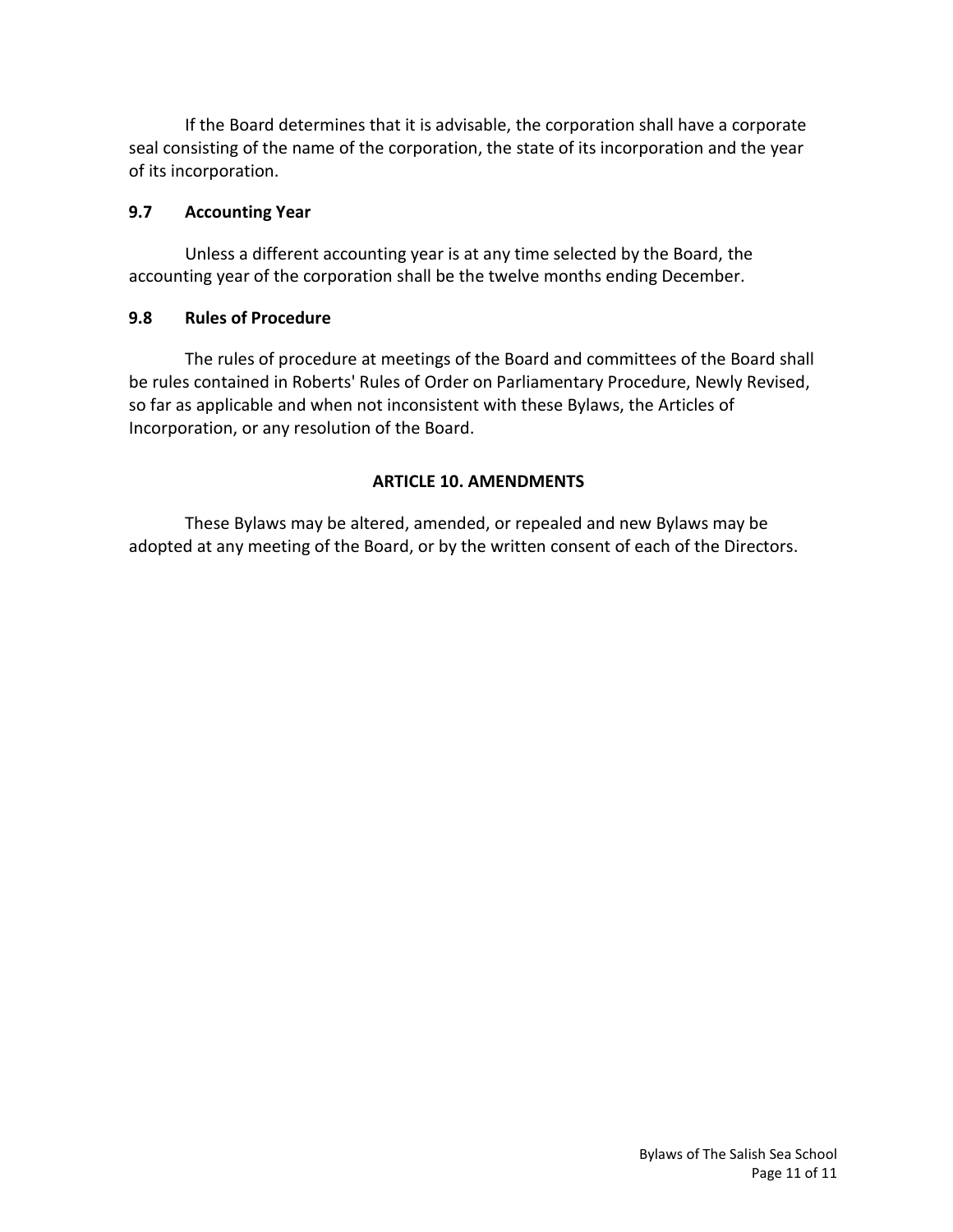If the Board determines that it is advisable, the corporation shall have a corporate seal consisting of the name of the corporation, the state of its incorporation and the year of its incorporation.

### 9.7 Accounting Year

Unless a different accounting year is at any time selected by the Board, the accounting year of the corporation shall be the twelve months ending December.

### 9.8 Rules of Procedure

The rules of procedure at meetings of the Board and committees of the Board shall be rules contained in Roberts' Rules of Order on Parliamentary Procedure, Newly Revised, so far as applicable and when not inconsistent with these Bylaws, the Articles of Incorporation, or any resolution of the Board.

## ARTICLE 10. AMENDMENTS

These Bylaws may be altered, amended, or repealed and new Bylaws may be adopted at any meeting of the Board, or by the written consent of each of the Directors.